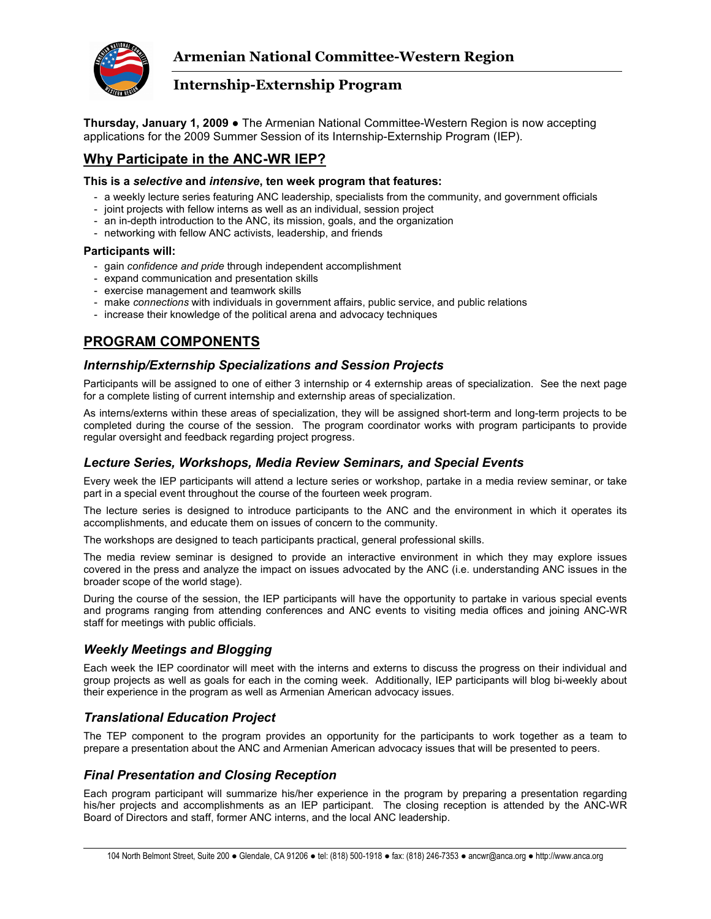# Armenian National Committee-Western Region

## Internship-Externship Program

**Thursday, January 1, 2009 ●** The Armenian National Committee-Western Region is now accepting applications for the 2009 Summer Session of its Internship-Externship Program (IEP).

## Why Participate in the ANC-WR IEP?

**This is a *selective* and *intensive*, ten week program that features:**

- a weekly lecture series featuring ANC leadership, specialists from the community, and government officials
- joint projects with fellow interns as well as an individual, session project
- an in-depth introduction to the ANC, its mission, goals, and the organization
- networking with fellow ANC activists, leadership, and friends

**Participants will:**

- gain *confidence and pride* through independent accomplishment
- expand communication and presentation skills
- exercise management and teamwork skills
- make *connections* with individuals in government affairs, public service, and public relations
- increase their knowledge of the political arena and advocacy techniques

## PROGRAM COMPONENTS

### *Internship/Externship Specializations and Session Projects*

Participants will be assigned to one of either 3 internship or 4 externship areas of specialization. See the next page for a complete listing of current internship and externship areas of specialization.

As interns/externs within these areas of specialization, they will be assigned short-term and long-term projects to be completed during the course of the session. The program coordinator works with program participants to provide regular oversight and feedback regarding project progress.

### *Lecture Series, Workshops, Media Review Seminars, and Special Events*

Every week the IEP participants will attend a lecture series or workshop, partake in a media review seminar, or take part in a special event throughout the course of the fourteen week program.

The lecture series is designed to introduce participants to the ANC and the environment in which it operates its accomplishments, and educate them on issues of concern to the community.

The workshops are designed to teach participants practical, general professional skills.

The media review seminar is designed to provide an interactive environment in which they may explore issues covered in the press and analyze the impact on issues advocated by the ANC (i.e. understanding ANC issues in the broader scope of the world stage).

During the course of the session, the IEP participants will have the opportunity to partake in various special events and programs ranging from attending conferences and ANC events to visiting media offices and joining ANC-WR staff for meetings with public officials.

### *Weekly Meetings and Blogging*

Each week the IEP coordinator will meet with the interns and externs to discuss the progress on their individual and group projects as well as goals for each in the coming week. Additionally, IEP participants will blog bi-weekly about their experience in the program as well as Armenian American advocacy issues.

### *Translational Education Project*

The TEP component to the program provides an opportunity for the participants to work together as a team to prepare a presentation about the ANC and Armenian American advocacy issues that will be presented to peers.

### *Final Presentation and Closing Reception*

Each program participant will summarize his/her experience in the program by preparing a presentation regarding his/her projects and accomplishments as an IEP participant. The closing reception is attended by the ANC-WR Board of Directors and staff, former ANC interns, and the local ANC leadership.

104 North Belmont Street, Suite 200 ● Glendale, CA 91206 ● tel: (818) 500-1918 ● fax: (818) 246-7353 ● ancwr@anca.org ● http://www.anca.org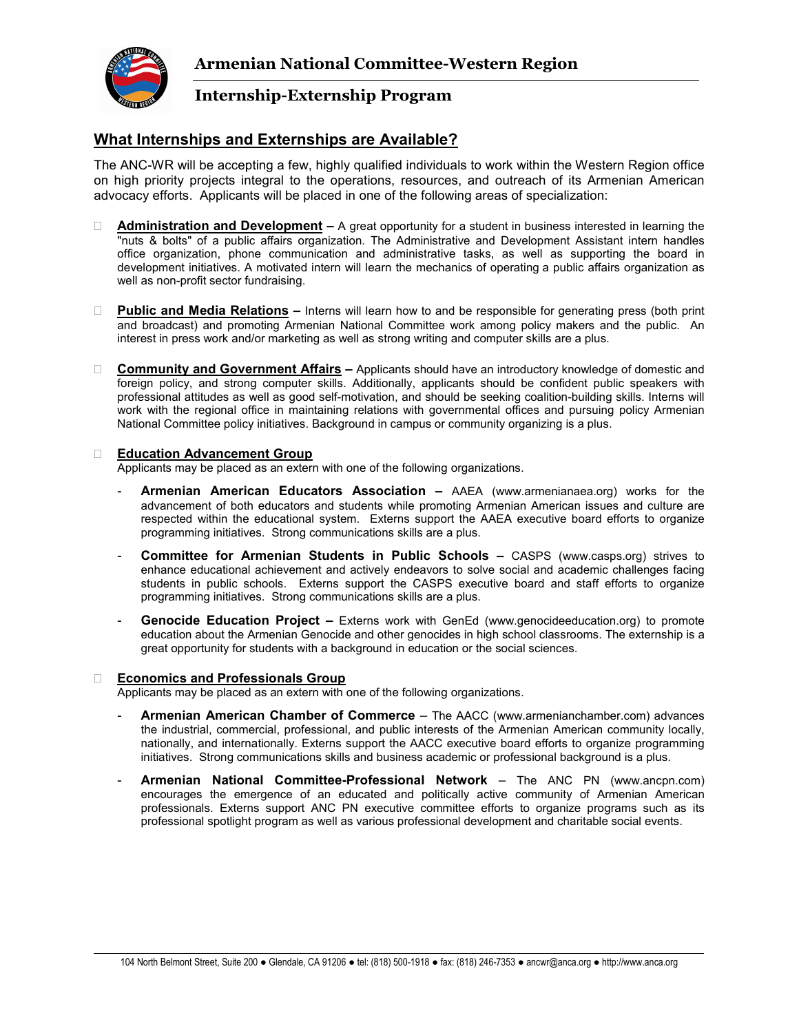# Armenian National Committee-Western Region

## Internship-Externship Program

## What Internships and Externships are Available?

The ANC-WR will be accepting a few, highly qualified individuals to work within the Western Region office on high priority projects integral to the operations, resources, and outreach of its Armenian American advocacy efforts. Applicants will be placed in one of the following areas of specialization:

- **Administration and Development –** A great opportunity for a student in business interested in learning the "nuts & bolts" of a public affairs organization. The Administrative and Development Assistant intern handles office organization, phone communication and administrative tasks, as well as supporting the board in development initiatives. A motivated intern will learn the mechanics of operating a public affairs organization as well as non-profit sector fundraising.

- **Public and Media Relations –** Interns will learn how to and be responsible for generating press (both print and broadcast) and promoting Armenian National Committee work among policy makers and the public. An interest in press work and/or marketing as well as strong writing and computer skills are a plus.

- **Community and Government Affairs –** Applicants should have an introductory knowledge of domestic and foreign policy, and strong computer skills. Additionally, applicants should be confident public speakers with professional attitudes as well as good self-motivation, and should be seeking coalition-building skills. Interns will work with the regional office in maintaining relations with governmental offices and pursuing policy Armenian National Committee policy initiatives. Background in campus or community organizing is a plus.

- **Education Advancement Group**
  Applicants may be placed as an extern with one of the following organizations.
  - **Armenian American Educators Association –** AAEA (www.armenianaea.org) works for the advancement of both educators and students while promoting Armenian American issues and culture are respected within the educational system. Externs support the AAEA executive board efforts to organize programming initiatives. Strong communications skills are a plus.
  - **Committee for Armenian Students in Public Schools –** CASPS (www.casps.org) strives to enhance educational achievement and actively endeavors to solve social and academic challenges facing students in public schools. Externs support the CASPS executive board and staff efforts to organize programming initiatives. Strong communications skills are a plus.
  - **Genocide Education Project –** Externs work with GenEd (www.genocideeducation.org) to promote education about the Armenian Genocide and other genocides in high school classrooms. The externship is a great opportunity for students with a background in education or the social sciences.

- **Economics and Professionals Group**
  Applicants may be placed as an extern with one of the following organizations.
  - **Armenian American Chamber of Commerce** – The AACC (www.armenianchamber.com) advances the industrial, commercial, professional, and public interests of the Armenian American community locally, nationally, and internationally. Externs support the AACC executive board efforts to organize programming initiatives. Strong communications skills and business academic or professional background is a plus.
  - **Armenian National Committee-Professional Network** – The ANC PN (www.ancpn.com) encourages the emergence of an educated and politically active community of Armenian American professionals. Externs support ANC PN executive committee efforts to organize programs such as its professional spotlight program as well as various professional development and charitable social events.

104 North Belmont Street, Suite 200 ● Glendale, CA 91206 ● tel: (818) 500-1918 ● fax: (818) 246-7353 ● ancwr@anca.org ● http://www.anca.org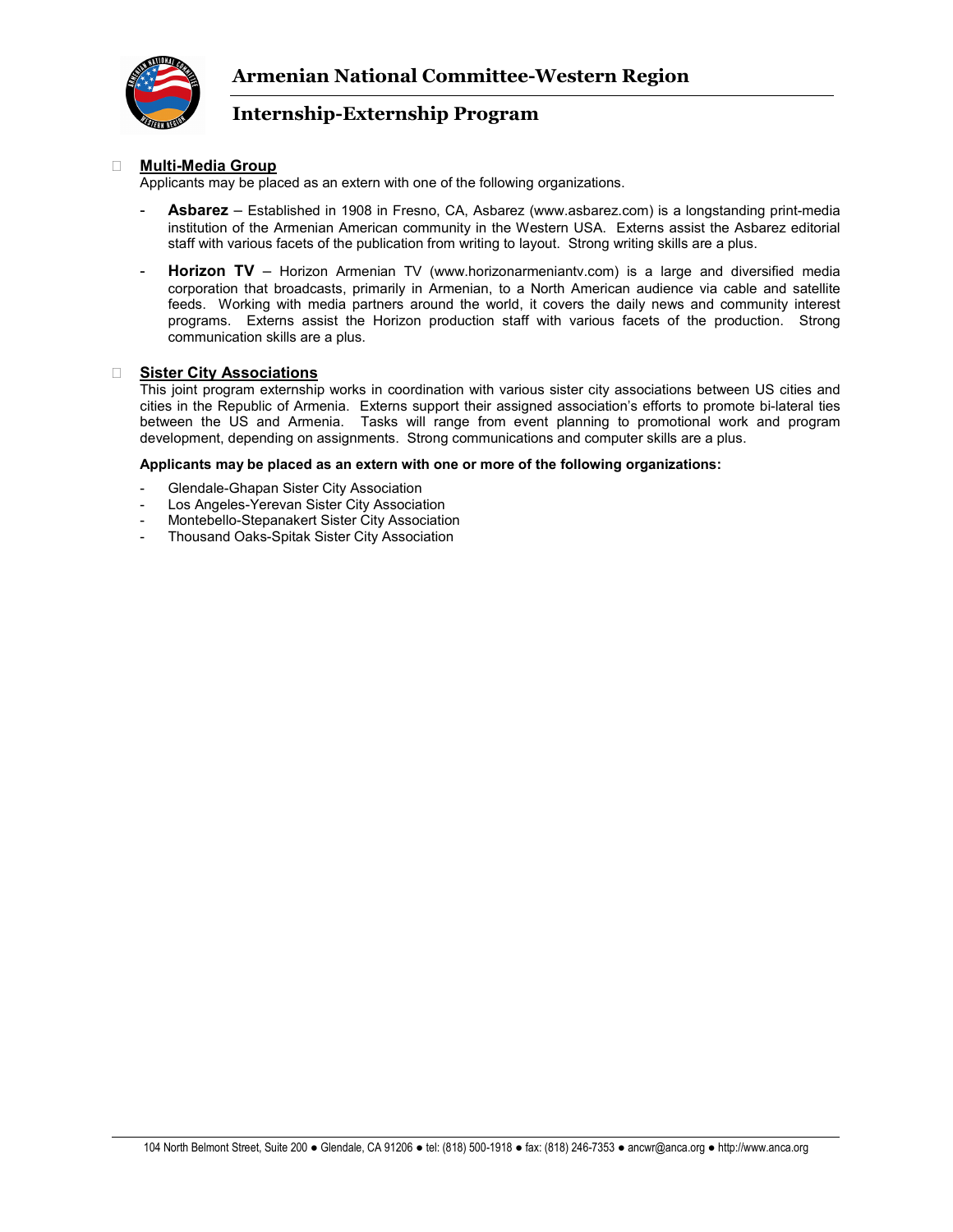- **Multi-Media Group**

  Applicants may be placed as an extern with one of the following organizations.

  - **Asbarez** – Established in 1908 in Fresno, CA, Asbarez (www.asbarez.com) is a longstanding print-media institution of the Armenian American community in the Western USA. Externs assist the Asbarez editorial staff with various facets of the publication from writing to layout. Strong writing skills are a plus.
  - **Horizon TV** – Horizon Armenian TV (www.horizonarmeniantv.com) is a large and diversified media corporation that broadcasts, primarily in Armenian, to a North American audience via cable and satellite feeds. Working with media partners around the world, it covers the daily news and community interest programs. Externs assist the Horizon production staff with various facets of the production. Strong communication skills are a plus.

- **Sister City Associations**

  This joint program externship works in coordination with various sister city associations between US cities and cities in the Republic of Armenia. Externs support their assigned association's efforts to promote bi-lateral ties between the US and Armenia. Tasks will range from event planning to promotional work and program development, depending on assignments. Strong communications and computer skills are a plus.

  **Applicants may be placed as an extern with one or more of the following organizations:**

  - Glendale-Ghapan Sister City Association
  - Los Angeles-Yerevan Sister City Association
  - Montebello-Stepanakert Sister City Association
  - Thousand Oaks-Spitak Sister City Association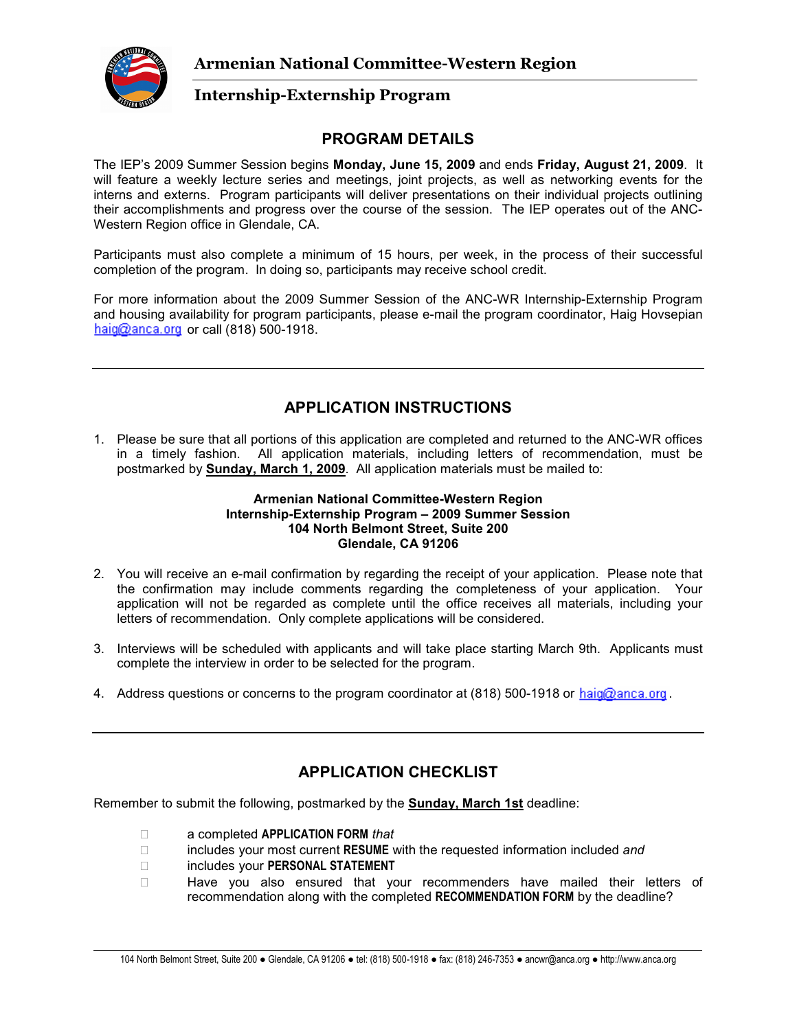# Armenian National Committee-Western Region

## Internship-Externship Program

## PROGRAM DETAILS

The IEP's 2009 Summer Session begins **Monday, June 15, 2009** and ends **Friday, August 21, 2009**. It will feature a weekly lecture series and meetings, joint projects, as well as networking events for the interns and externs. Program participants will deliver presentations on their individual projects outlining their accomplishments and progress over the course of the session. The IEP operates out of the ANC-Western Region office in Glendale, CA.

Participants must also complete a minimum of 15 hours, per week, in the process of their successful completion of the program. In doing so, participants may receive school credit.

For more information about the 2009 Summer Session of the ANC-WR Internship-Externship Program and housing availability for program participants, please e-mail the program coordinator, Haig Hovsepian haig@anca.org or call (818) 500-1918.

---

## APPLICATION INSTRUCTIONS

1. Please be sure that all portions of this application are completed and returned to the ANC-WR offices in a timely fashion. All application materials, including letters of recommendation, must be postmarked by **Sunday, March 1, 2009**. All application materials must be mailed to:

   **Armenian National Committee-Western Region**
   **Internship-Externship Program – 2009 Summer Session**
   **104 North Belmont Street, Suite 200**
   **Glendale, CA 91206**

2. You will receive an e-mail confirmation by regarding the receipt of your application. Please note that the confirmation may include comments regarding the completeness of your application. Your application will not be regarded as complete until the office receives all materials, including your letters of recommendation. Only complete applications will be considered.

3. Interviews will be scheduled with applicants and will take place starting March 9th. Applicants must complete the interview in order to be selected for the program.

4. Address questions or concerns to the program coordinator at (818) 500-1918 or haig@anca.org.

---

## APPLICATION CHECKLIST

Remember to submit the following, postmarked by the **Sunday, March 1st** deadline:

- ☐ a completed **APPLICATION FORM** *that*
- ☐ includes your most current **RESUME** with the requested information included *and*
- ☐ includes your **PERSONAL STATEMENT**
- ☐ Have you also ensured that your recommenders have mailed their letters of recommendation along with the completed **RECOMMENDATION FORM** by the deadline?

104 North Belmont Street, Suite 200 ● Glendale, CA 91206 ● tel: (818) 500-1918 ● fax: (818) 246-7353 ● ancwr@anca.org ● http://www.anca.org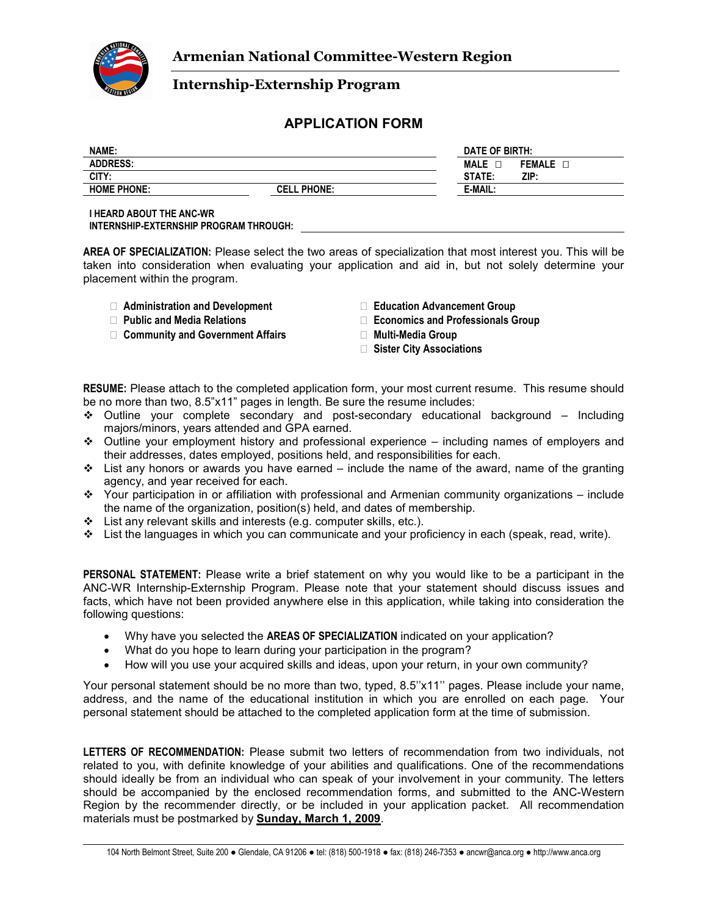# Armenian National Committee-Western Region

## Internship-Externship Program

## APPLICATION FORM

| | | |
|---|---|---|
| **NAME:** | | **DATE OF BIRTH:** |
| **ADDRESS:** | | **MALE** ☐ **FEMALE** ☐ |
| **CITY:** | | **STATE:** **ZIP:** |
| **HOME PHONE:** | **CELL PHONE:** | **E-MAIL:** |

**I HEARD ABOUT THE ANC-WR INTERNSHIP-EXTERNSHIP PROGRAM THROUGH:** ______________________

**AREA OF SPECIALIZATION:** Please select the two areas of specialization that most interest you. This will be taken into consideration when evaluating your application and aid in, but not solely determine your placement within the program.

- ☐ **Administration and Development**
- ☐ **Public and Media Relations**
- ☐ **Community and Government Affairs**
- ☐ **Education Advancement Group**
- ☐ **Economics and Professionals Group**
- ☐ **Multi-Media Group**
- ☐ **Sister City Associations**

**RESUME:** Please attach to the completed application form, your most current resume. This resume should be no more than two, 8.5"x11" pages in length. Be sure the resume includes:

- Outline your complete secondary and post-secondary educational background – Including majors/minors, years attended and GPA earned.
- Outline your employment history and professional experience – including names of employers and their addresses, dates employed, positions held, and responsibilities for each.
- List any honors or awards you have earned – include the name of the award, name of the granting agency, and year received for each.
- Your participation in or affiliation with professional and Armenian community organizations – include the name of the organization, position(s) held, and dates of membership.
- List any relevant skills and interests (e.g. computer skills, etc.).
- List the languages in which you can communicate and your proficiency in each (speak, read, write).

**PERSONAL STATEMENT:** Please write a brief statement on why you would like to be a participant in the ANC-WR Internship-Externship Program. Please note that your statement should discuss issues and facts, which have not been provided anywhere else in this application, while taking into consideration the following questions:

- Why have you selected the **AREAS OF SPECIALIZATION** indicated on your application?
- What do you hope to learn during your participation in the program?
- How will you use your acquired skills and ideas, upon your return, in your own community?

Your personal statement should be no more than two, typed, 8.5''x11'' pages. Please include your name, address, and the name of the educational institution in which you are enrolled on each page. Your personal statement should be attached to the completed application form at the time of submission.

**LETTERS OF RECOMMENDATION:** Please submit two letters of recommendation from two individuals, not related to you, with definite knowledge of your abilities and qualifications. One of the recommendations should ideally be from an individual who can speak of your involvement in your community. The letters should be accompanied by the enclosed recommendation forms, and submitted to the ANC-Western Region by the recommender directly, or be included in your application packet. All recommendation materials must be postmarked by **Sunday, March 1, 2009**.

104 North Belmont Street, Suite 200 ● Glendale, CA 91206 ● tel: (818) 500-1918 ● fax: (818) 246-7353 ● ancwr@anca.org ● http://www.anca.org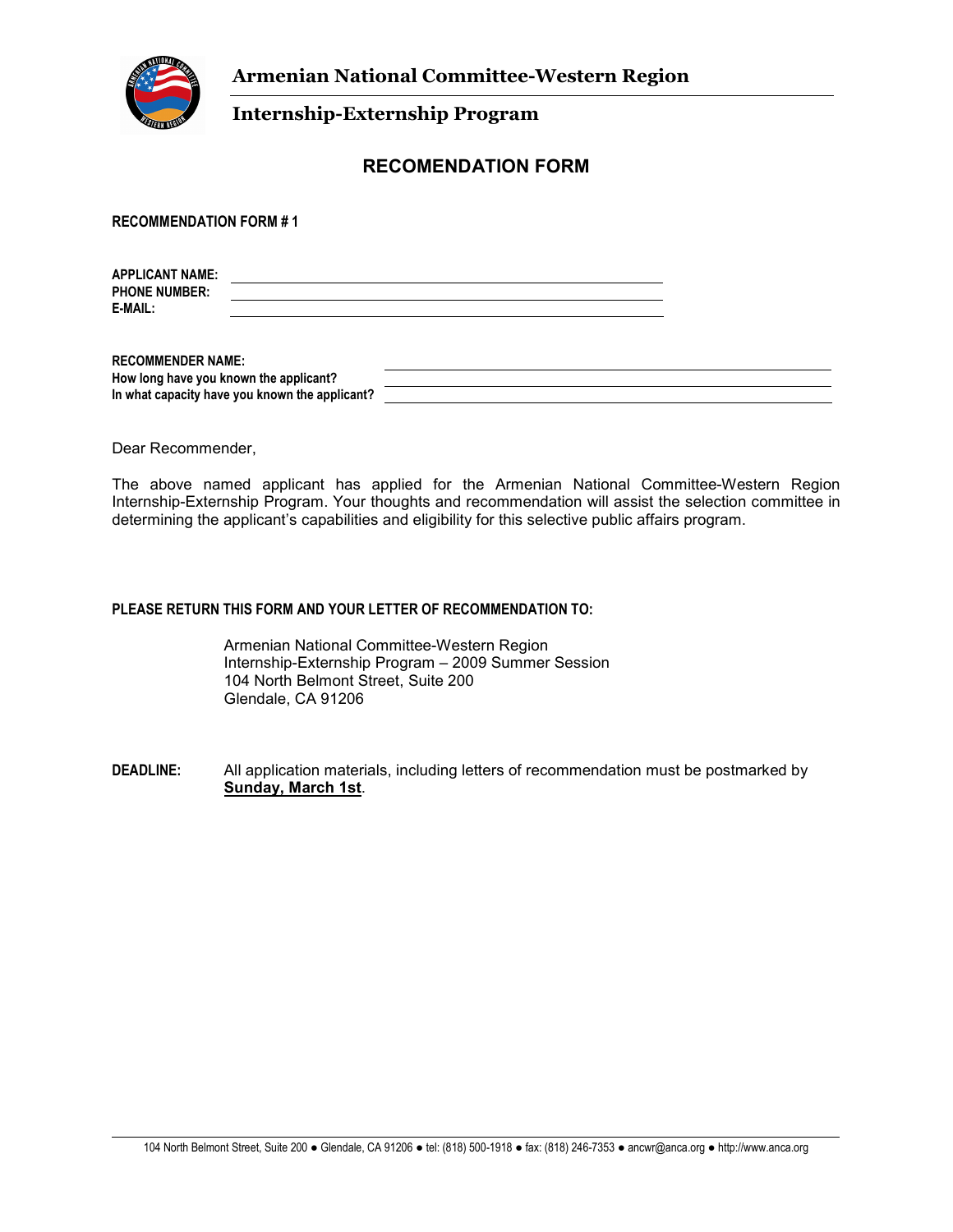**Armenian National Committee-Western Region**

**Internship-Externship Program**

# RECOMENDATION FORM

**RECOMMENDATION FORM # 1**

**APPLICANT NAME:** \_\_\_\_\_\_\_\_\_\_\_\_\_\_\_\_\_\_\_\_\_\_\_\_\_\_\_\_\_\_\_\_\_\_\_\_\_\_\_\_
**PHONE NUMBER:** \_\_\_\_\_\_\_\_\_\_\_\_\_\_\_\_\_\_\_\_\_\_\_\_\_\_\_\_\_\_\_\_\_\_\_\_\_\_\_\_
**E-MAIL:** \_\_\_\_\_\_\_\_\_\_\_\_\_\_\_\_\_\_\_\_\_\_\_\_\_\_\_\_\_\_\_\_\_\_\_\_\_\_\_\_

**RECOMMENDER NAME:** \_\_\_\_\_\_\_\_\_\_\_\_\_\_\_\_\_\_\_\_\_\_\_\_\_\_\_\_\_\_\_\_\_\_\_\_\_\_\_\_
**How long have you known the applicant?** \_\_\_\_\_\_\_\_\_\_\_\_\_\_\_\_\_\_\_\_\_\_\_\_\_\_\_\_\_\_\_\_\_\_\_\_\_\_\_\_
**In what capacity have you known the applicant?** \_\_\_\_\_\_\_\_\_\_\_\_\_\_\_\_\_\_\_\_\_\_\_\_\_\_\_\_\_\_\_\_\_\_\_\_\_\_\_\_

Dear Recommender,

The above named applicant has applied for the Armenian National Committee-Western Region Internship-Externship Program. Your thoughts and recommendation will assist the selection committee in determining the applicant's capabilities and eligibility for this selective public affairs program.

**PLEASE RETURN THIS FORM AND YOUR LETTER OF RECOMMENDATION TO:**

Armenian National Committee-Western Region
Internship-Externship Program – 2009 Summer Session
104 North Belmont Street, Suite 200
Glendale, CA 91206

**DEADLINE:** All application materials, including letters of recommendation must be postmarked by **Sunday, March 1st**.

104 North Belmont Street, Suite 200 ● Glendale, CA 91206 ● tel: (818) 500-1918 ● fax: (818) 246-7353 ● ancwr@anca.org ● http://www.anca.org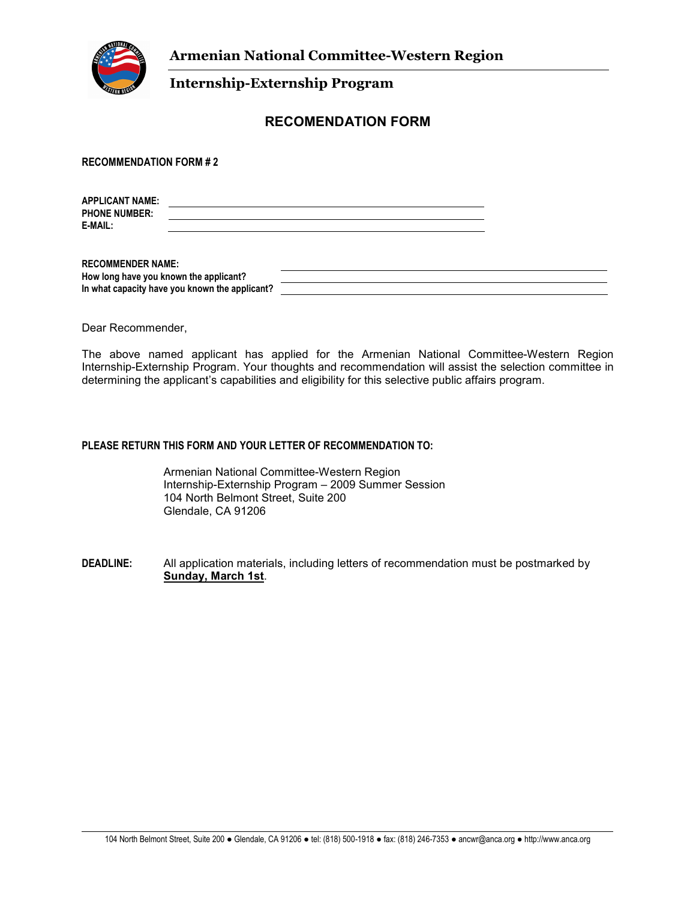**Armenian National Committee-Western Region**

**Internship-Externship Program**

## RECOMENDATION FORM

**RECOMMENDATION FORM # 2**

**APPLICANT NAME:** \_\_\_\_\_\_\_\_\_\_\_\_\_\_\_\_\_\_\_\_\_\_\_\_\_\_\_\_\_\_\_\_\_\_\_\_\_\_\_\_\_\_\_\_  
**PHONE NUMBER:** \_\_\_\_\_\_\_\_\_\_\_\_\_\_\_\_\_\_\_\_\_\_\_\_\_\_\_\_\_\_\_\_\_\_\_\_\_\_\_\_\_\_\_\_  
**E-MAIL:** \_\_\_\_\_\_\_\_\_\_\_\_\_\_\_\_\_\_\_\_\_\_\_\_\_\_\_\_\_\_\_\_\_\_\_\_\_\_\_\_\_\_\_\_

**RECOMMENDER NAME:** \_\_\_\_\_\_\_\_\_\_\_\_\_\_\_\_\_\_\_\_\_\_\_\_\_\_\_\_\_\_\_\_\_\_\_\_\_\_\_\_\_\_\_\_  
**How long have you known the applicant?** \_\_\_\_\_\_\_\_\_\_\_\_\_\_\_\_\_\_\_\_\_\_\_\_\_\_\_\_\_\_\_\_\_\_\_\_\_\_\_\_\_\_\_\_  
**In what capacity have you known the applicant?** \_\_\_\_\_\_\_\_\_\_\_\_\_\_\_\_\_\_\_\_\_\_\_\_\_\_\_\_\_\_\_\_\_\_\_\_\_\_\_\_\_\_\_\_

Dear Recommender,

The above named applicant has applied for the Armenian National Committee-Western Region Internship-Externship Program. Your thoughts and recommendation will assist the selection committee in determining the applicant's capabilities and eligibility for this selective public affairs program.

**PLEASE RETURN THIS FORM AND YOUR LETTER OF RECOMMENDATION TO:**

Armenian National Committee-Western Region  
Internship-Externship Program – 2009 Summer Session  
104 North Belmont Street, Suite 200  
Glendale, CA 91206

**DEADLINE:** All application materials, including letters of recommendation must be postmarked by **Sunday, March 1st**.

104 North Belmont Street, Suite 200 ● Glendale, CA 91206 ● tel: (818) 500-1918 ● fax: (818) 246-7353 ● ancwr@anca.org ● http://www.anca.org